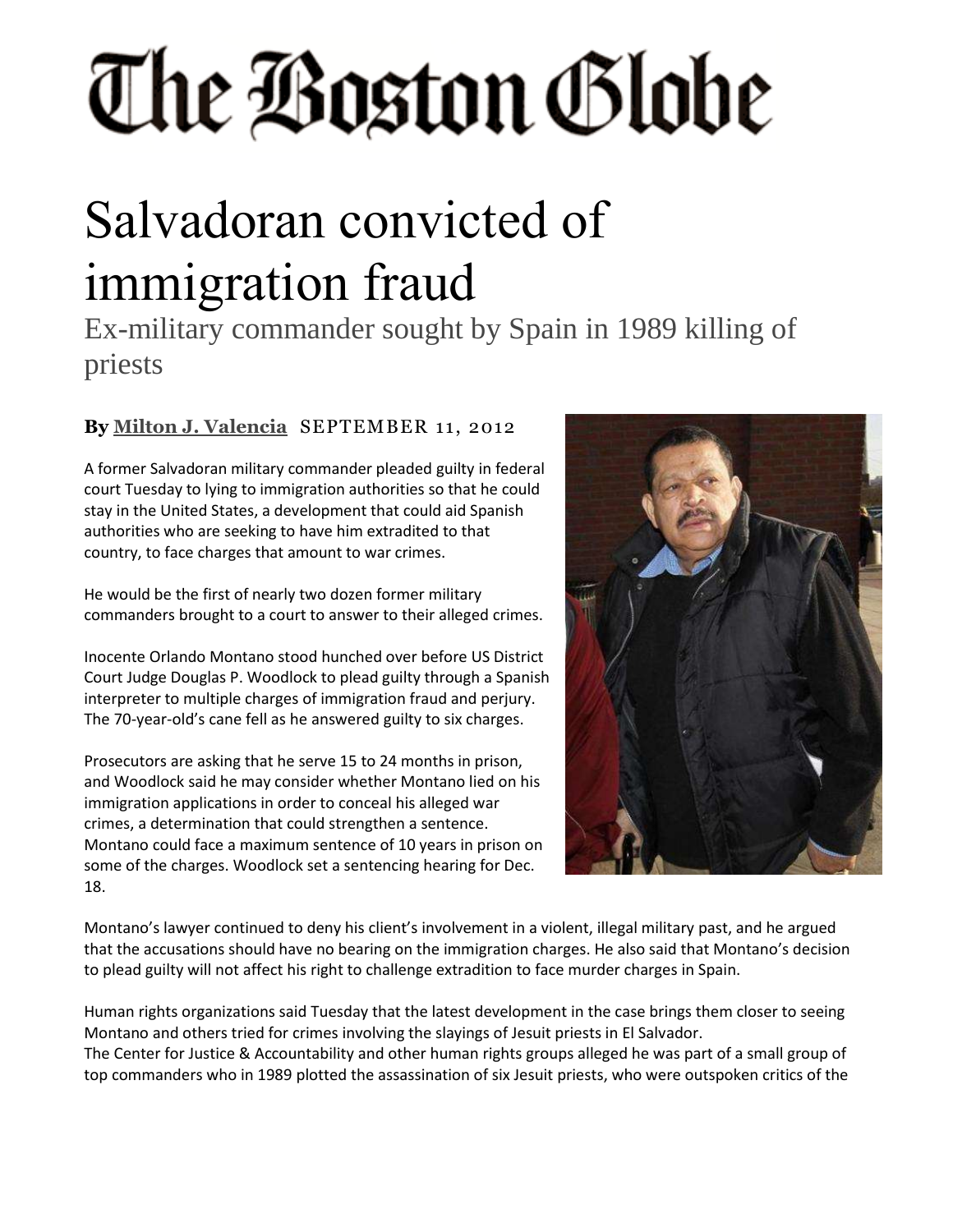# The Boston Globe

# Salvadoran convicted of immigration fraud

## Ex-military commander sought by Spain in 1989 killing of priests

**By Milton J. Valencia** SEPTEMBER 11, 2012

A former Salvadoran military commander pleaded guilty in federal court Tuesday to lying to immigration authorities so that he could stay in the United States, a development that could aid Spanish authorities who are seeking to have him extradited to that country, to face charges that amount to war crimes.

He would be the first of nearly two dozen former military commanders brought to a court to answer to their alleged crimes.

Inocente Orlando Montano stood hunched over before US District Court Judge Douglas P. Woodlock to plead guilty through a Spanish interpreter to multiple charges of immigration fraud and perjury. The 70-year-old's cane fell as he answered guilty to six charges.

Prosecutors are asking that he serve 15 to 24 months in prison, and Woodlock said he may consider whether Montano lied on his immigration applications in order to conceal his alleged war crimes, a determination that could strengthen a sentence. Montano could face a maximum sentence of 10 years in prison on some of the charges. Woodlock set a sentencing hearing for Dec. 18.

Montano's lawyer continued to deny his client's involvement in a violent, illegal military past, and he argued that the accusations should have no bearing on the immigration charges. He also said that Montano's decision to plead guilty will not affect his right to challenge extradition to face murder charges in Spain.

Human rights organizations said Tuesday that the latest development in the case brings them closer to seeing Montano and others tried for crimes involving the slayings of Jesuit priests in El Salvador.
The Center for Justice & Accountability and other human rights groups alleged he was part of a small group of top commanders who in 1989 plotted the assassination of six Jesuit priests, who were outspoken critics of the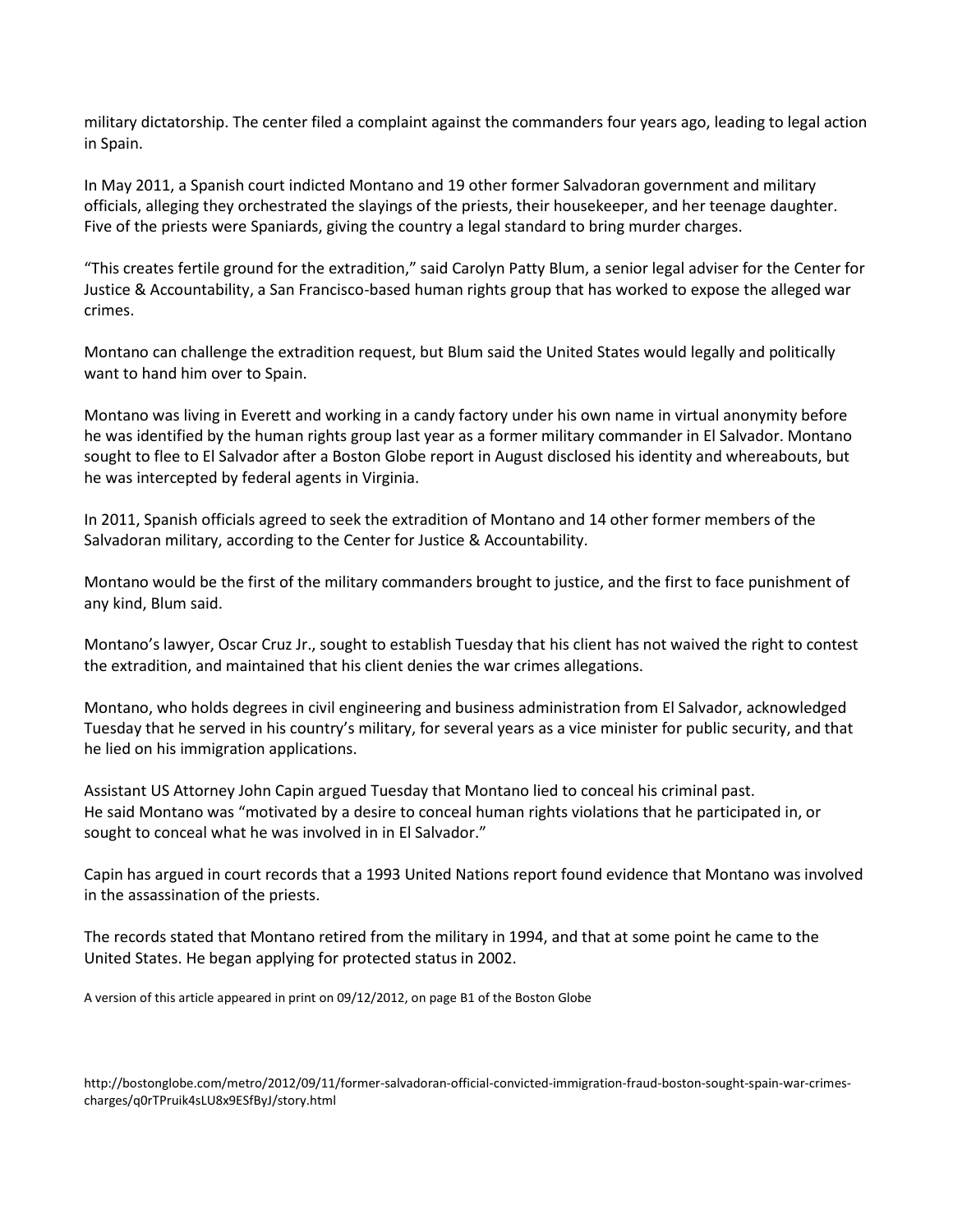military dictatorship. The center filed a complaint against the commanders four years ago, leading to legal action in Spain.

In May 2011, a Spanish court indicted Montano and 19 other former Salvadoran government and military officials, alleging they orchestrated the slayings of the priests, their housekeeper, and her teenage daughter. Five of the priests were Spaniards, giving the country a legal standard to bring murder charges.

"This creates fertile ground for the extradition," said Carolyn Patty Blum, a senior legal adviser for the Center for Justice & Accountability, a San Francisco-based human rights group that has worked to expose the alleged war crimes.

Montano can challenge the extradition request, but Blum said the United States would legally and politically want to hand him over to Spain.

Montano was living in Everett and working in a candy factory under his own name in virtual anonymity before he was identified by the human rights group last year as a former military commander in El Salvador. Montano sought to flee to El Salvador after a Boston Globe report in August disclosed his identity and whereabouts, but he was intercepted by federal agents in Virginia.

In 2011, Spanish officials agreed to seek the extradition of Montano and 14 other former members of the Salvadoran military, according to the Center for Justice & Accountability.

Montano would be the first of the military commanders brought to justice, and the first to face punishment of any kind, Blum said.

Montano's lawyer, Oscar Cruz Jr., sought to establish Tuesday that his client has not waived the right to contest the extradition, and maintained that his client denies the war crimes allegations.

Montano, who holds degrees in civil engineering and business administration from El Salvador, acknowledged Tuesday that he served in his country's military, for several years as a vice minister for public security, and that he lied on his immigration applications.

Assistant US Attorney John Capin argued Tuesday that Montano lied to conceal his criminal past.
He said Montano was "motivated by a desire to conceal human rights violations that he participated in, or sought to conceal what he was involved in in El Salvador."

Capin has argued in court records that a 1993 United Nations report found evidence that Montano was involved in the assassination of the priests.

The records stated that Montano retired from the military in 1994, and that at some point he came to the United States. He began applying for protected status in 2002.

A version of this article appeared in print on 09/12/2012, on page B1 of the Boston Globe

http://bostonglobe.com/metro/2012/09/11/former-salvadoran-official-convicted-immigration-fraud-boston-sought-spain-war-crimes-charges/q0rTPruik4sLU8x9ESfByJ/story.html